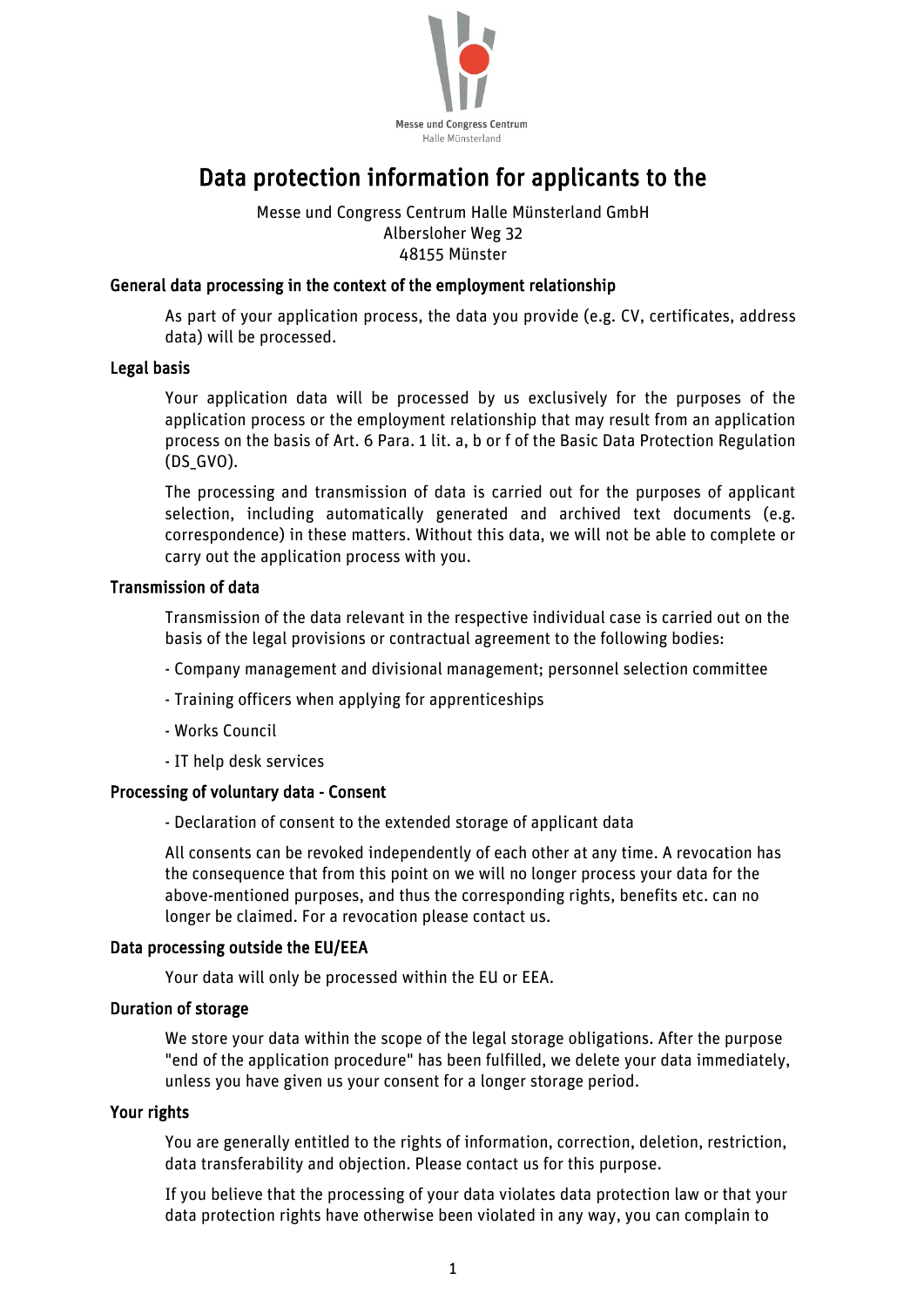Messe und Congress Centrum
Halle Münsterland

# Data protection information for applicants to the

Messe und Congress Centrum Halle Münsterland GmbH
Albersloher Weg 32
48155 Münster

## General data processing in the context of the employment relationship

As part of your application process, the data you provide (e.g. CV, certificates, address data) will be processed.

## Legal basis

Your application data will be processed by us exclusively for the purposes of the application process or the employment relationship that may result from an application process on the basis of Art. 6 Para. 1 lit. a, b or f of the Basic Data Protection Regulation (DS_GVO).

The processing and transmission of data is carried out for the purposes of applicant selection, including automatically generated and archived text documents (e.g. correspondence) in these matters. Without this data, we will not be able to complete or carry out the application process with you.

## Transmission of data

Transmission of the data relevant in the respective individual case is carried out on the basis of the legal provisions or contractual agreement to the following bodies:

- Company management and divisional management; personnel selection committee
- Training officers when applying for apprenticeships
- Works Council
- IT help desk services

## Processing of voluntary data - Consent

- Declaration of consent to the extended storage of applicant data

All consents can be revoked independently of each other at any time. A revocation has the consequence that from this point on we will no longer process your data for the above-mentioned purposes, and thus the corresponding rights, benefits etc. can no longer be claimed. For a revocation please contact us.

## Data processing outside the EU/EEA

Your data will only be processed within the EU or EEA.

## Duration of storage

We store your data within the scope of the legal storage obligations. After the purpose "end of the application procedure" has been fulfilled, we delete your data immediately, unless you have given us your consent for a longer storage period.

## Your rights

You are generally entitled to the rights of information, correction, deletion, restriction, data transferability and objection. Please contact us for this purpose.

If you believe that the processing of your data violates data protection law or that your data protection rights have otherwise been violated in any way, you can complain to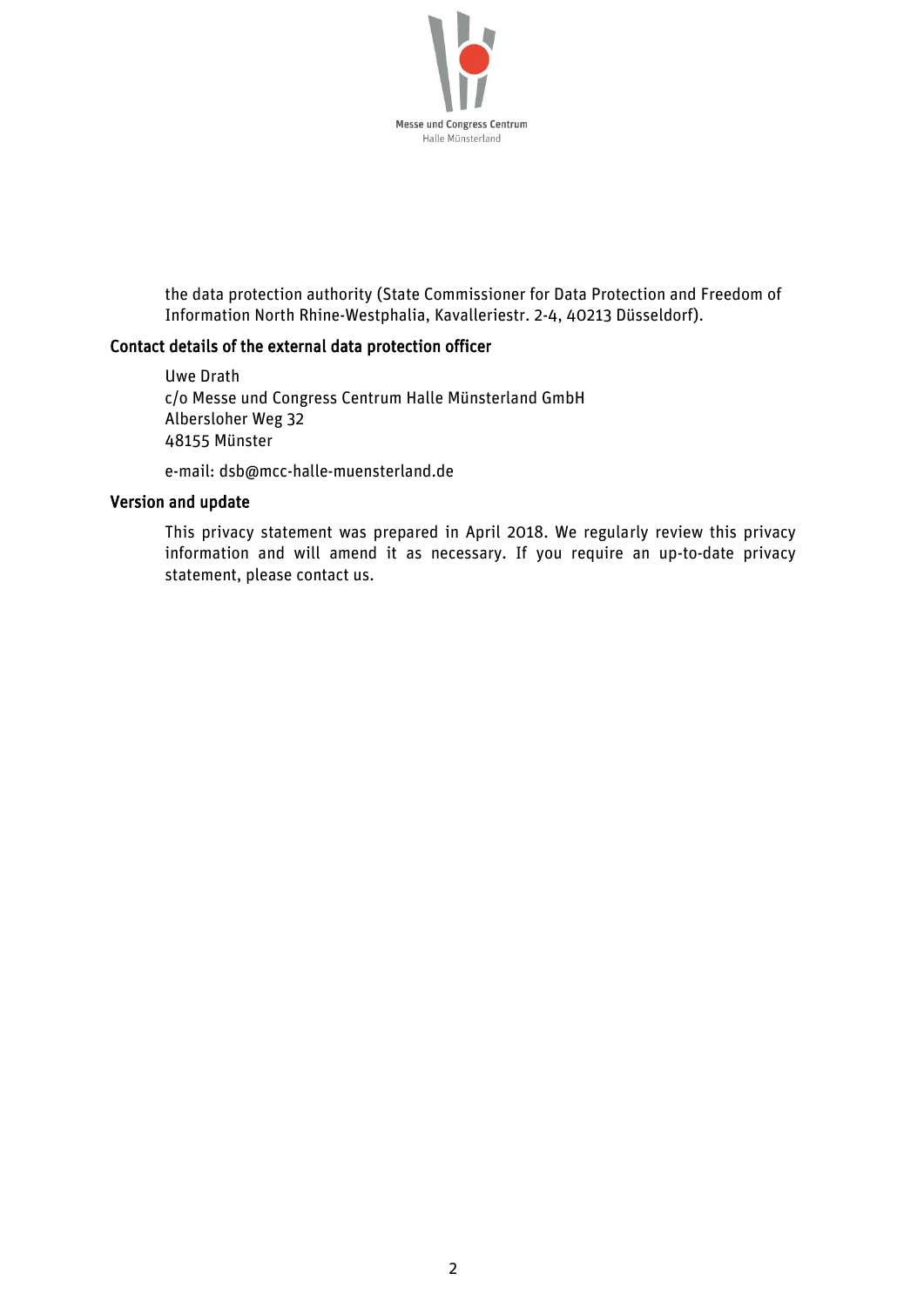the data protection authority (State Commissioner for Data Protection and Freedom of Information North Rhine-Westphalia, Kavalleriestr. 2-4, 40213 Düsseldorf).

## Contact details of the external data protection officer

Uwe Drath
c/o Messe und Congress Centrum Halle Münsterland GmbH
Albersloher Weg 32
48155 Münster

e-mail: dsb@mcc-halle-muensterland.de

## Version and update

This privacy statement was prepared in April 2018. We regularly review this privacy information and will amend it as necessary. If you require an up-to-date privacy statement, please contact us.